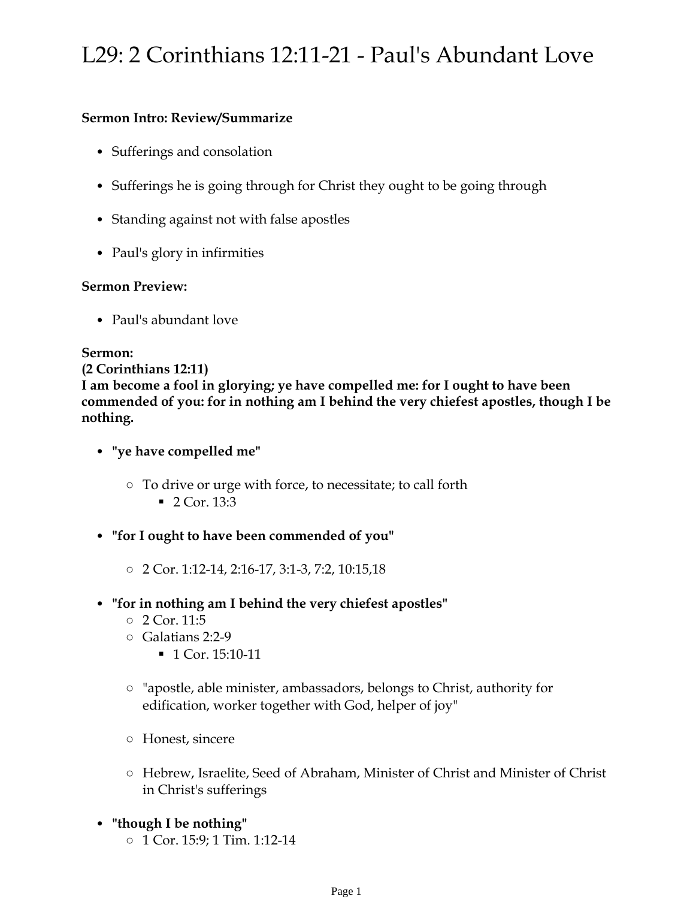# L29: 2 Corinthians 12:11-21 - Paul's Abundant Love

**Sermon Intro: Review/Summarize**

- Sufferings and consolation
- Sufferings he is going through for Christ they ought to be going through
- Standing against not with false apostles
- Paul's glory in infirmities

**Sermon Preview:**

- Paul's abundant love

**Sermon:**
**(2 Corinthians 12:11)**
**I am become a fool in glorying; ye have compelled me: for I ought to have been commended of you: for in nothing am I behind the very chiefest apostles, though I be nothing.**

- **"ye have compelled me"**
    - To drive or urge with force, to necessitate; to call forth
        - 2 Cor. 13:3
- **"for I ought to have been commended of you"**
    - 2 Cor. 1:12-14, 2:16-17, 3:1-3, 7:2, 10:15,18
- **"for in nothing am I behind the very chiefest apostles"**
    - 2 Cor. 11:5
    - Galatians 2:2-9
        - 1 Cor. 15:10-11
    - "apostle, able minister, ambassadors, belongs to Christ, authority for edification, worker together with God, helper of joy"
    - Honest, sincere
    - Hebrew, Israelite, Seed of Abraham, Minister of Christ and Minister of Christ in Christ's sufferings
- **"though I be nothing"**
    - 1 Cor. 15:9; 1 Tim. 1:12-14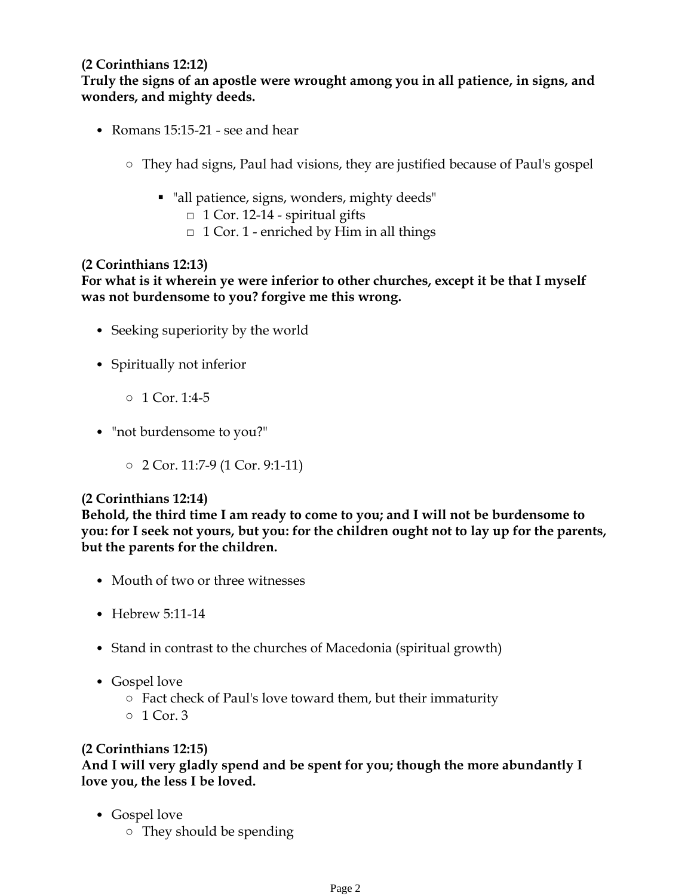**(2 Corinthians 12:12)**
**Truly the signs of an apostle were wrought among you in all patience, in signs, and wonders, and mighty deeds.**

- Romans 15:15-21 - see and hear
    - They had signs, Paul had visions, they are justified because of Paul's gospel
        - "all patience, signs, wonders, mighty deeds"
            - 1 Cor. 12-14 - spiritual gifts
            - 1 Cor. 1 - enriched by Him in all things

**(2 Corinthians 12:13)**
**For what is it wherein ye were inferior to other churches, except it be that I myself was not burdensome to you? forgive me this wrong.**

- Seeking superiority by the world
- Spiritually not inferior
    - 1 Cor. 1:4-5
- "not burdensome to you?"
    - 2 Cor. 11:7-9 (1 Cor. 9:1-11)

**(2 Corinthians 12:14)**
**Behold, the third time I am ready to come to you; and I will not be burdensome to you: for I seek not yours, but you: for the children ought not to lay up for the parents, but the parents for the children.**

- Mouth of two or three witnesses
- Hebrew 5:11-14
- Stand in contrast to the churches of Macedonia (spiritual growth)
- Gospel love
    - Fact check of Paul's love toward them, but their immaturity
    - 1 Cor. 3

**(2 Corinthians 12:15)**
**And I will very gladly spend and be spent for you; though the more abundantly I love you, the less I be loved.**

- Gospel love
    - They should be spending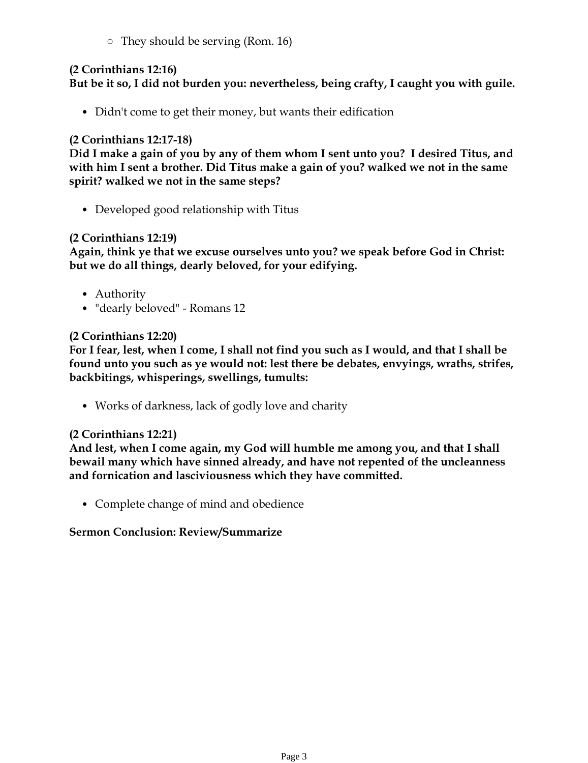- They should be serving (Rom. 16)

**(2 Corinthians 12:16)**
**But be it so, I did not burden you: nevertheless, being crafty, I caught you with guile.**

- Didn't come to get their money, but wants their edification

**(2 Corinthians 12:17-18)**
**Did I make a gain of you by any of them whom I sent unto you? I desired Titus, and with him I sent a brother. Did Titus make a gain of you? walked we not in the same spirit? walked we not in the same steps?**

- Developed good relationship with Titus

**(2 Corinthians 12:19)**
**Again, think ye that we excuse ourselves unto you? we speak before God in Christ: but we do all things, dearly beloved, for your edifying.**

- Authority
- "dearly beloved" - Romans 12

**(2 Corinthians 12:20)**
**For I fear, lest, when I come, I shall not find you such as I would, and that I shall be found unto you such as ye would not: lest there be debates, envyings, wraths, strifes, backbitings, whisperings, swellings, tumults:**

- Works of darkness, lack of godly love and charity

**(2 Corinthians 12:21)**
**And lest, when I come again, my God will humble me among you, and that I shall bewail many which have sinned already, and have not repented of the uncleanness and fornication and lasciviousness which they have committed.**

- Complete change of mind and obedience

**Sermon Conclusion: Review/Summarize**